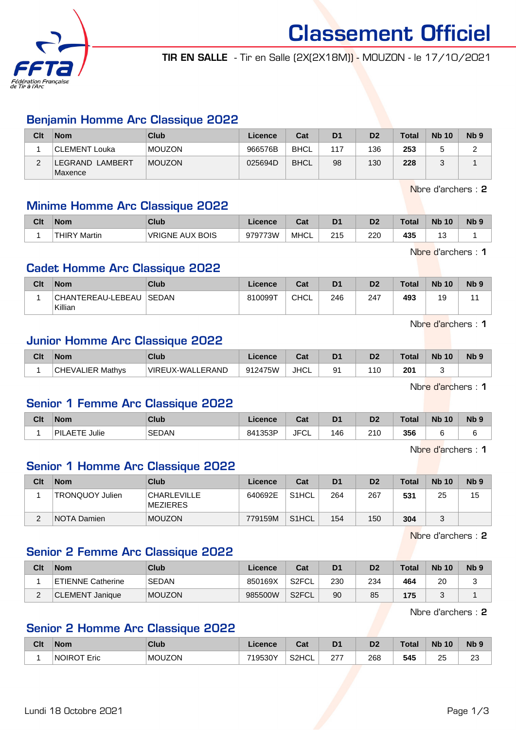# Classement Officiel

**TIR EN SALLE** - Tir en Salle (2X(2X18M)) - MOUZON - le 17/10/2021

## Benjamin Homme Arc Classique 2022

| Clt | Nom | Club | Licence | Cat | D1 | D2 | Total | Nb 10 | Nb 9 |
|---|---|---|---|---|---|---|---|---|---|
| 1 | CLEMENT Louka | MOUZON | 966576B | BHCL | 117 | 136 | **253** | 5 | 2 |
| 2 | LEGRAND LAMBERT Maxence | MOUZON | 025694D | BHCL | 98 | 130 | **228** | 3 | 1 |

Nbre d'archers : **2**

## Minime Homme Arc Classique 2022

| Clt | Nom | Club | Licence | Cat | D1 | D2 | Total | Nb 10 | Nb 9 |
|---|---|---|---|---|---|---|---|---|---|
| 1 | THIRY Martin | VRIGNE AUX BOIS | 979773W | MHCL | 215 | 220 | **435** | 13 | 1 |

Nbre d'archers : **1**

## Cadet Homme Arc Classique 2022

| Clt | Nom | Club | Licence | Cat | D1 | D2 | Total | Nb 10 | Nb 9 |
|---|---|---|---|---|---|---|---|---|---|
| 1 | CHANTEREAU-LEBEAU Killian | SEDAN | 810099T | CHCL | 246 | 247 | **493** | 19 | 11 |

Nbre d'archers : **1**

## Junior Homme Arc Classique 2022

| Clt | Nom | Club | Licence | Cat | D1 | D2 | Total | Nb 10 | Nb 9 |
|---|---|---|---|---|---|---|---|---|---|
| 1 | CHEVALIER Mathys | VIREUX-WALLERAND | 912475W | JHCL | 91 | 110 | **201** | 3 | |

Nbre d'archers : **1**

## Senior 1 Femme Arc Classique 2022

| Clt | Nom | Club | Licence | Cat | D1 | D2 | Total | Nb 10 | Nb 9 |
|---|---|---|---|---|---|---|---|---|---|
| 1 | PILAETE Julie | SEDAN | 841353P | JFCL | 146 | 210 | **356** | 6 | 6 |

Nbre d'archers : **1**

## Senior 1 Homme Arc Classique 2022

| Clt | Nom | Club | Licence | Cat | D1 | D2 | Total | Nb 10 | Nb 9 |
|---|---|---|---|---|---|---|---|---|---|
| 1 | TRONQUOY Julien | CHARLEVILLE MEZIERES | 640692E | S1HCL | 264 | 267 | **531** | 25 | 15 |
| 2 | NOTA Damien | MOUZON | 779159M | S1HCL | 154 | 150 | **304** | 3 | |

Nbre d'archers : **2**

## Senior 2 Femme Arc Classique 2022

| Clt | Nom | Club | Licence | Cat | D1 | D2 | Total | Nb 10 | Nb 9 |
|---|---|---|---|---|---|---|---|---|---|
| 1 | ETIENNE Catherine | SEDAN | 850169X | S2FCL | 230 | 234 | **464** | 20 | 3 |
| 2 | CLEMENT Janique | MOUZON | 985500W | S2FCL | 90 | 85 | **175** | 3 | 1 |

Nbre d'archers : **2**

## Senior 2 Homme Arc Classique 2022

| Clt | Nom | Club | Licence | Cat | D1 | D2 | Total | Nb 10 | Nb 9 |
|---|---|---|---|---|---|---|---|---|---|
| 1 | NOIROT Eric | MOUZON | 719530Y | S2HCL | 277 | 268 | **545** | 25 | 23 |

Lundi 18 Octobre 2021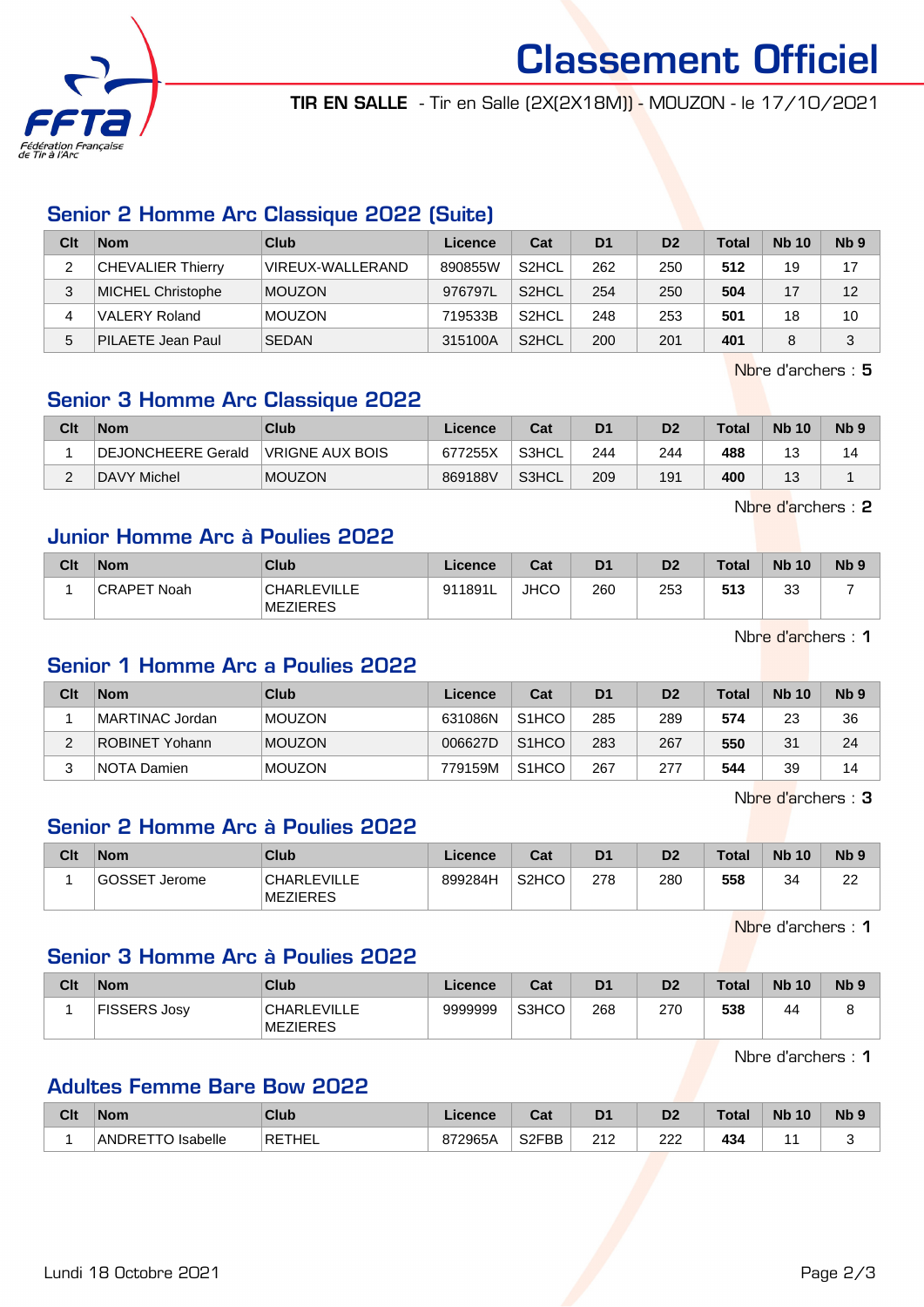# Classement Officiel

**TIR EN SALLE** - Tir en Salle (2X(2X18M)) - MOUZON - le 17/10/2021

## Senior 2 Homme Arc Classique 2022 (Suite)

| Clt | Nom | Club | Licence | Cat | D1 | D2 | Total | Nb 10 | Nb 9 |
|---|---|---|---|---|---|---|---|---|---|
| 2 | CHEVALIER Thierry | VIREUX-WALLERAND | 890855W | S2HCL | 262 | 250 | **512** | 19 | 17 |
| 3 | MICHEL Christophe | MOUZON | 976797L | S2HCL | 254 | 250 | **504** | 17 | 12 |
| 4 | VALERY Roland | MOUZON | 719533B | S2HCL | 248 | 253 | **501** | 18 | 10 |
| 5 | PILAETE Jean Paul | SEDAN | 315100A | S2HCL | 200 | 201 | **401** | 8 | 3 |

Nbre d'archers : **5**

## Senior 3 Homme Arc Classique 2022

| Clt | Nom | Club | Licence | Cat | D1 | D2 | Total | Nb 10 | Nb 9 |
|---|---|---|---|---|---|---|---|---|---|
| 1 | DEJONCHEERE Gerald | VRIGNE AUX BOIS | 677255X | S3HCL | 244 | 244 | **488** | 13 | 14 |
| 2 | DAVY Michel | MOUZON | 869188V | S3HCL | 209 | 191 | **400** | 13 | 1 |

Nbre d'archers : **2**

## Junior Homme Arc à Poulies 2022

| Clt | Nom | Club | Licence | Cat | D1 | D2 | Total | Nb 10 | Nb 9 |
|---|---|---|---|---|---|---|---|---|---|
| 1 | CRAPET Noah | CHARLEVILLE MEZIERES | 911891L | JHCO | 260 | 253 | **513** | 33 | 7 |

Nbre d'archers : **1**

## Senior 1 Homme Arc a Poulies 2022

| Clt | Nom | Club | Licence | Cat | D1 | D2 | Total | Nb 10 | Nb 9 |
|---|---|---|---|---|---|---|---|---|---|
| 1 | MARTINAC Jordan | MOUZON | 631086N | S1HCO | 285 | 289 | **574** | 23 | 36 |
| 2 | ROBINET Yohann | MOUZON | 006627D | S1HCO | 283 | 267 | **550** | 31 | 24 |
| 3 | NOTA Damien | MOUZON | 779159M | S1HCO | 267 | 277 | **544** | 39 | 14 |

Nbre d'archers : **3**

## Senior 2 Homme Arc à Poulies 2022

| Clt | Nom | Club | Licence | Cat | D1 | D2 | Total | Nb 10 | Nb 9 |
|---|---|---|---|---|---|---|---|---|---|
| 1 | GOSSET Jerome | CHARLEVILLE MEZIERES | 899284H | S2HCO | 278 | 280 | **558** | 34 | 22 |

Nbre d'archers : **1**

## Senior 3 Homme Arc à Poulies 2022

| Clt | Nom | Club | Licence | Cat | D1 | D2 | Total | Nb 10 | Nb 9 |
|---|---|---|---|---|---|---|---|---|---|
| 1 | FISSERS Josy | CHARLEVILLE MEZIERES | 9999999 | S3HCO | 268 | 270 | **538** | 44 | 8 |

Nbre d'archers : **1**

## Adultes Femme Bare Bow 2022

| Clt | Nom | Club | Licence | Cat | D1 | D2 | Total | Nb 10 | Nb 9 |
|---|---|---|---|---|---|---|---|---|---|
| 1 | ANDRETTO Isabelle | RETHEL | 872965A | S2FBB | 212 | 222 | **434** | 11 | 3 |

Lundi 18 Octobre 2021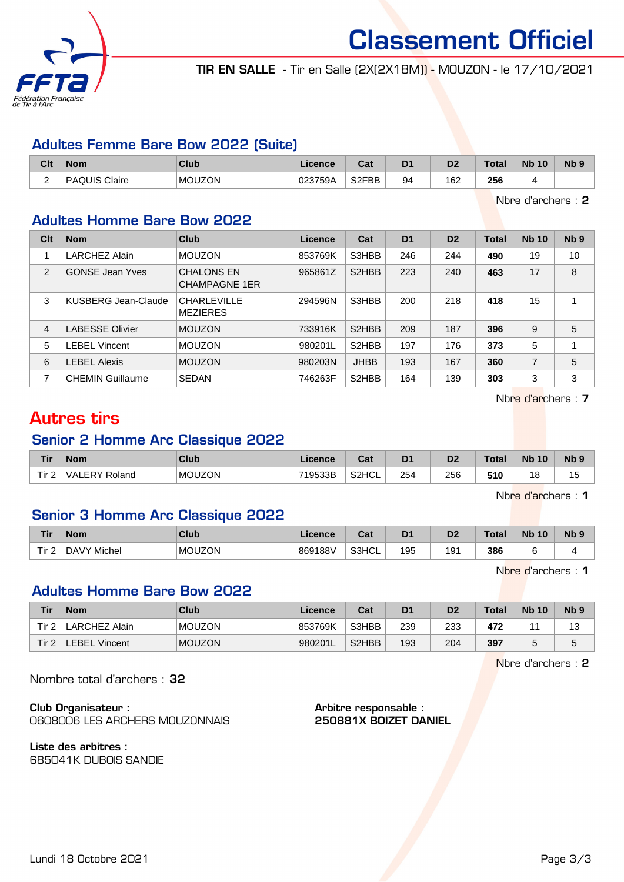# Classement Officiel

**TIR EN SALLE** - Tir en Salle (2X(2X18M)) - MOUZON - le 17/10/2021

## Adultes Femme Bare Bow 2022 (Suite)

| Clt | Nom | Club | Licence | Cat | D1 | D2 | Total | Nb 10 | Nb 9 |
|---|---|---|---|---|---|---|---|---|---|
| 2 | PAQUIS Claire | MOUZON | 023759A | S2FBB | 94 | 162 | **256** | 4 | |

Nbre d'archers : **2**

## Adultes Homme Bare Bow 2022

| Clt | Nom | Club | Licence | Cat | D1 | D2 | Total | Nb 10 | Nb 9 |
|---|---|---|---|---|---|---|---|---|---|
| 1 | LARCHEZ Alain | MOUZON | 853769K | S3HBB | 246 | 244 | **490** | 19 | 10 |
| 2 | GONSE Jean Yves | CHALONS EN CHAMPAGNE 1ER | 965861Z | S2HBB | 223 | 240 | **463** | 17 | 8 |
| 3 | KUSBERG Jean-Claude | CHARLEVILLE MEZIERES | 294596N | S3HBB | 200 | 218 | **418** | 15 | 1 |
| 4 | LABESSE Olivier | MOUZON | 733916K | S2HBB | 209 | 187 | **396** | 9 | 5 |
| 5 | LEBEL Vincent | MOUZON | 980201L | S2HBB | 197 | 176 | **373** | 5 | 1 |
| 6 | LEBEL Alexis | MOUZON | 980203N | JHBB | 193 | 167 | **360** | 7 | 5 |
| 7 | CHEMIN Guillaume | SEDAN | 746263F | S2HBB | 164 | 139 | **303** | 3 | 3 |

Nbre d'archers : **7**

# Autres tirs

## Senior 2 Homme Arc Classique 2022

| Tir | Nom | Club | Licence | Cat | D1 | D2 | Total | Nb 10 | Nb 9 |
|---|---|---|---|---|---|---|---|---|---|
| Tir 2 | VALERY Roland | MOUZON | 719533B | S2HCL | 254 | 256 | **510** | 18 | 15 |

Nbre d'archers : **1**

## Senior 3 Homme Arc Classique 2022

| Tir | Nom | Club | Licence | Cat | D1 | D2 | Total | Nb 10 | Nb 9 |
|---|---|---|---|---|---|---|---|---|---|
| Tir 2 | DAVY Michel | MOUZON | 869188V | S3HCL | 195 | 191 | **386** | 6 | 4 |

Nbre d'archers : **1**

## Adultes Homme Bare Bow 2022

| Tir | Nom | Club | Licence | Cat | D1 | D2 | Total | Nb 10 | Nb 9 |
|---|---|---|---|---|---|---|---|---|---|
| Tir 2 | LARCHEZ Alain | MOUZON | 853769K | S3HBB | 239 | 233 | **472** | 11 | 13 |
| Tir 2 | LEBEL Vincent | MOUZON | 980201L | S2HBB | 193 | 204 | **397** | 5 | 5 |

Nbre d'archers : **2**

Nombre total d'archers : **32**

**Club Organisateur :**
0608006 LES ARCHERS MOUZONNAIS

**Arbitre responsable :**
**250881X BOIZET DANIEL**

**Liste des arbitres :**
685041K DUBOIS SANDIE

Lundi 18 Octobre 2021